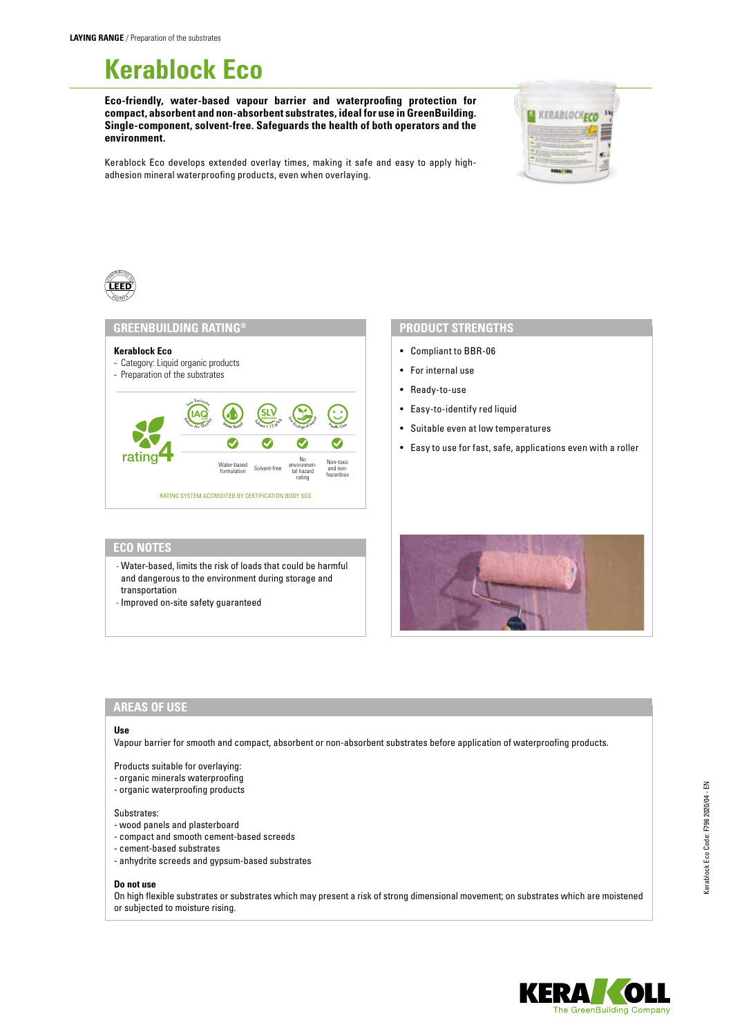**LAYING RANGE** / Preparation of the substrates

# Kerablock Eco

**Eco-friendly, water-based vapour barrier and waterproofing protection for compact, absorbent and non-absorbent substrates, ideal for use in GreenBuilding. Single-component, solvent-free. Safeguards the health of both operators and the environment.**

Kerablock Eco develops extended overlay times, making it safe and easy to apply high-adhesion mineral waterproofing products, even when overlaying.

## GREENBUILDING RATING®

**Kerablock Eco**

- Category: Liquid organic products
- Preparation of the substrates

rating 4

| Low Emission IAQ Indoor Air Quality | Water Based | SLV Reduced Solvent ≤ 15 g/kg | Low Ecological Impact | Health Care |
|---|---|---|---|---|
| | ✓ | ✓ | ✓ | ✓ |
| | Water-based formulation | Solvent-free | No environmental hazard rating | Non-toxic and non-hazardous |

RATING SYSTEM ACCREDITED BY CERTIFICATION BODY SGS

## ECO NOTES

- Water-based, limits the risk of loads that could be harmful and dangerous to the environment during storage and transportation
- Improved on-site safety guaranteed

## PRODUCT STRENGTHS

- Compliant to BBR-06
- For internal use
- Ready-to-use
- Easy-to-identify red liquid
- Suitable even at low temperatures
- Easy to use for fast, safe, applications even with a roller

## AREAS OF USE

**Use**

Vapour barrier for smooth and compact, absorbent or non-absorbent substrates before application of waterproofing products.

Products suitable for overlaying:
- organic minerals waterproofing
- organic waterproofing products

Substrates:
- wood panels and plasterboard
- compact and smooth cement-based screeds
- cement-based substrates
- anhydrite screeds and gypsum-based substrates

**Do not use**

On high flexible substrates or substrates which may present a risk of strong dimensional movement; on substrates which are moistened or subjected to moisture rising.

Kerablock Eco Code: F796 2020/04 - EN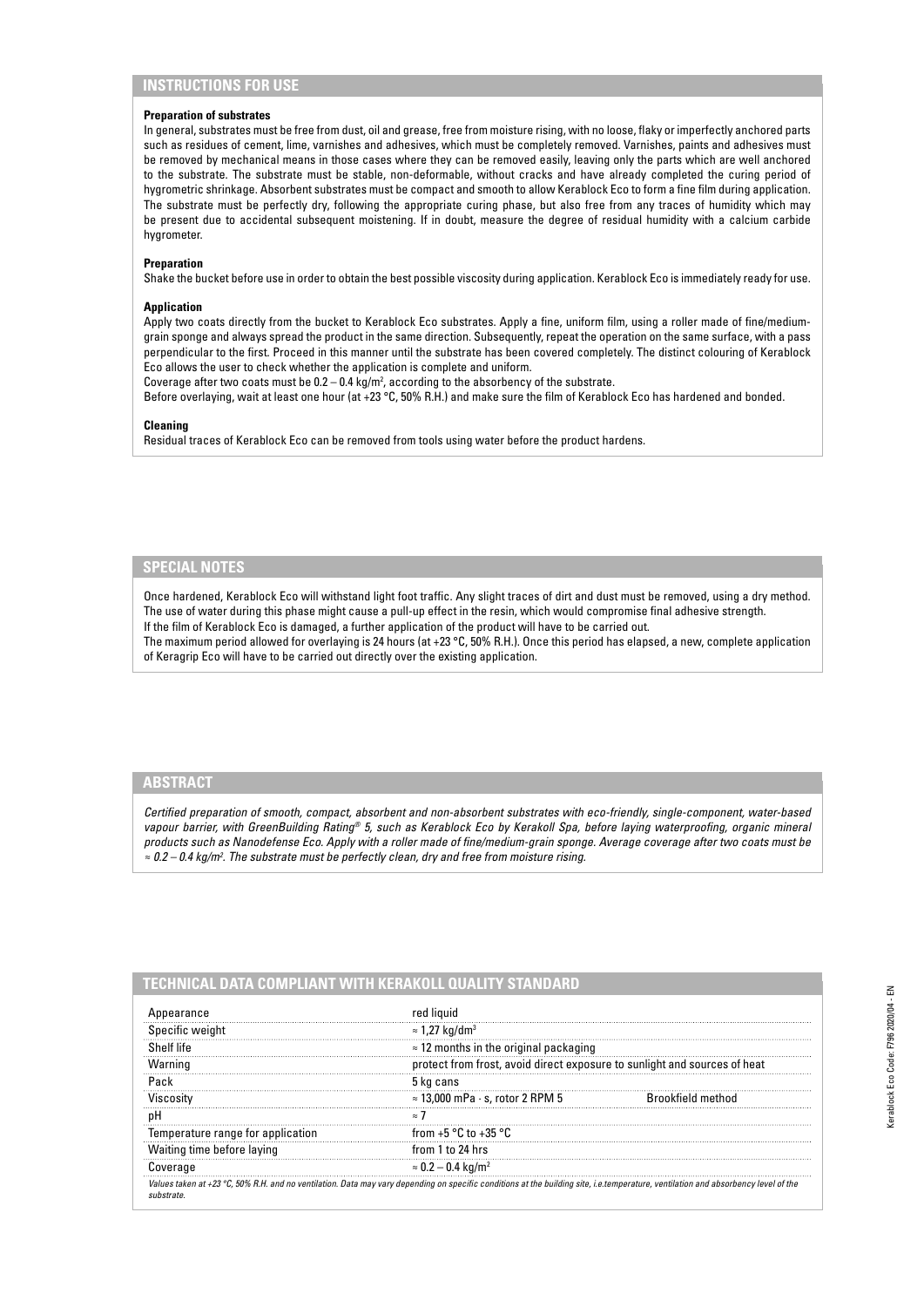## INSTRUCTIONS FOR USE

**Preparation of substrates**

In general, substrates must be free from dust, oil and grease, free from moisture rising, with no loose, flaky or imperfectly anchored parts such as residues of cement, lime, varnishes and adhesives, which must be completely removed. Varnishes, paints and adhesives must be removed by mechanical means in those cases where they can be removed easily, leaving only the parts which are well anchored to the substrate. The substrate must be stable, non-deformable, without cracks and have already completed the curing period of hygrometric shrinkage. Absorbent substrates must be compact and smooth to allow Kerablock Eco to form a fine film during application. The substrate must be perfectly dry, following the appropriate curing phase, but also free from any traces of humidity which may be present due to accidental subsequent moistening. If in doubt, measure the degree of residual humidity with a calcium carbide hygrometer.

**Preparation**

Shake the bucket before use in order to obtain the best possible viscosity during application. Kerablock Eco is immediately ready for use.

**Application**

Apply two coats directly from the bucket to Kerablock Eco substrates. Apply a fine, uniform film, using a roller made of fine/medium-grain sponge and always spread the product in the same direction. Subsequently, repeat the operation on the same surface, with a pass perpendicular to the first. Proceed in this manner until the substrate has been covered completely. The distinct colouring of Kerablock Eco allows the user to check whether the application is complete and uniform.

Coverage after two coats must be 0.2 – 0.4 kg/m², according to the absorbency of the substrate.

Before overlaying, wait at least one hour (at +23 °C, 50% R.H.) and make sure the film of Kerablock Eco has hardened and bonded.

**Cleaning**

Residual traces of Kerablock Eco can be removed from tools using water before the product hardens.

## SPECIAL NOTES

Once hardened, Kerablock Eco will withstand light foot traffic. Any slight traces of dirt and dust must be removed, using a dry method. The use of water during this phase might cause a pull-up effect in the resin, which would compromise final adhesive strength.

If the film of Kerablock Eco is damaged, a further application of the product will have to be carried out.

The maximum period allowed for overlaying is 24 hours (at +23 °C, 50% R.H.). Once this period has elapsed, a new, complete application of Keragrip Eco will have to be carried out directly over the existing application.

## ABSTRACT

*Certified preparation of smooth, compact, absorbent and non-absorbent substrates with eco-friendly, single-component, water-based vapour barrier, with GreenBuilding Rating® 5, such as Kerablock Eco by Kerakoll Spa, before laying waterproofing, organic mineral products such as Nanodefense Eco. Apply with a roller made of fine/medium-grain sponge. Average coverage after two coats must be ≈ 0.2 – 0.4 kg/m². The substrate must be perfectly clean, dry and free from moisture rising.*

## TECHNICAL DATA COMPLIANT WITH KERAKOLL QUALITY STANDARD

| | | |
|---|---|---|
| Appearance | red liquid | |
| Specific weight | ≈ 1,27 kg/dm³ | |
| Shelf life | ≈ 12 months in the original packaging | |
| Warning | protect from frost, avoid direct exposure to sunlight and sources of heat | |
| Pack | 5 kg cans | |
| Viscosity | ≈ 13,000 mPa · s, rotor 2 RPM 5 | Brookfield method |
| pH | ≈ 7 | |
| Temperature range for application | from +5 °C to +35 °C | |
| Waiting time before laying | from 1 to 24 hrs | |
| Coverage | ≈ 0.2 – 0.4 kg/m² | |

*Values taken at +23 °C, 50% R.H. and no ventilation. Data may vary depending on specific conditions at the building site, i.e.temperature, ventilation and absorbency level of the substrate.*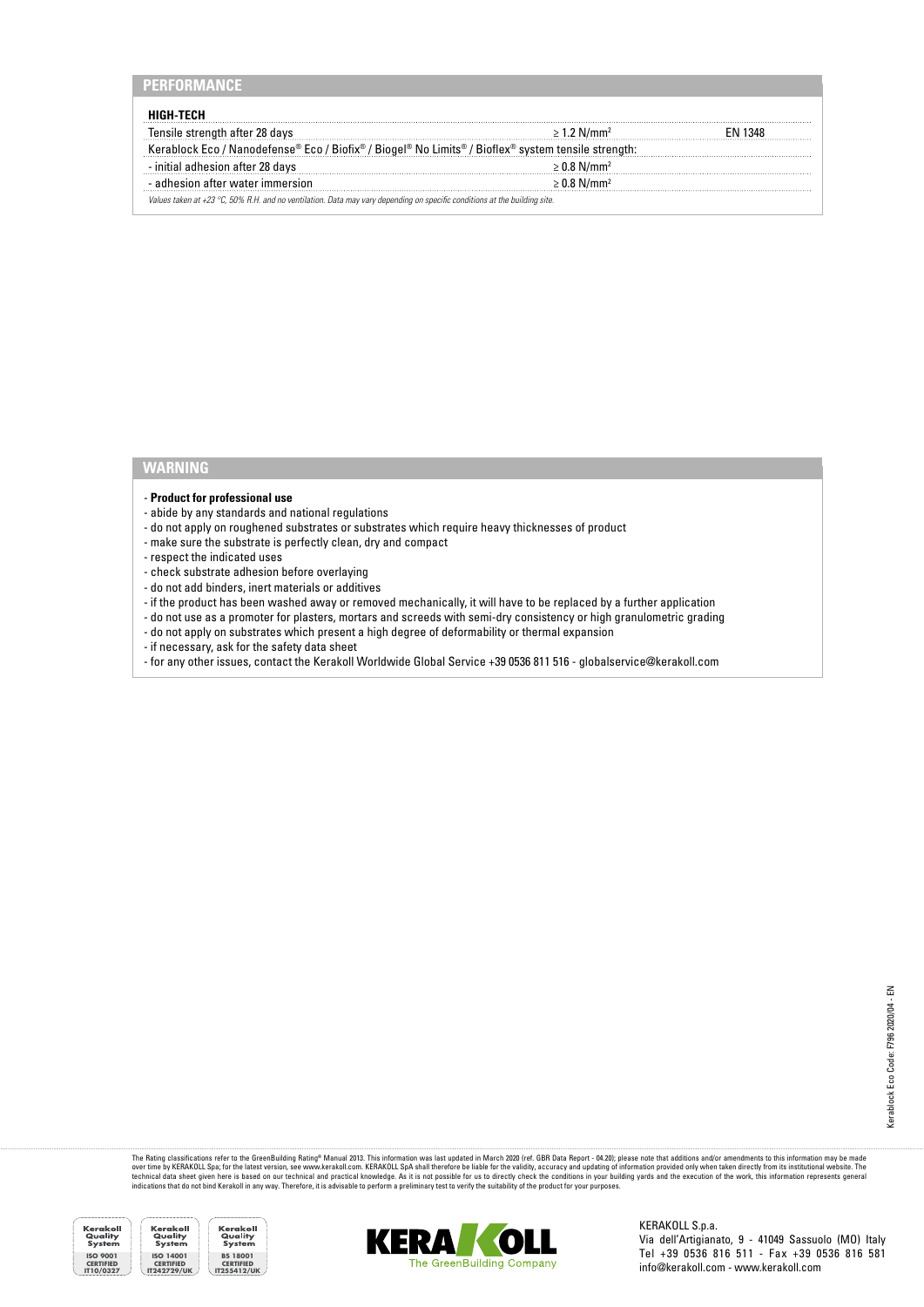## PERFORMANCE

| | | |
|---|---|---|
| **HIGH-TECH** | | |
| Tensile strength after 28 days | ≥ 1.2 N/mm² | EN 1348 |
| Kerablock Eco / Nanodefense® Eco / Biofix® / Biogel® No Limits® / Bioflex® system tensile strength: | | |
| - initial adhesion after 28 days | ≥ 0.8 N/mm² | |
| - adhesion after water immersion | ≥ 0.8 N/mm² | |

*Values taken at +23 °C, 50% R.H. and no ventilation. Data may vary depending on specific conditions at the building site.*

## WARNING

- **Product for professional use**
- abide by any standards and national regulations
- do not apply on roughened substrates or substrates which require heavy thicknesses of product
- make sure the substrate is perfectly clean, dry and compact
- respect the indicated uses
- check substrate adhesion before overlaying
- do not add binders, inert materials or additives
- if the product has been washed away or removed mechanically, it will have to be replaced by a further application
- do not use as a promoter for plasters, mortars and screeds with semi-dry consistency or high granulometric grading
- do not apply on substrates which present a high degree of deformability or thermal expansion
- if necessary, ask for the safety data sheet
- for any other issues, contact the Kerakoll Worldwide Global Service +39 0536 811 516 - globalservice@kerakoll.com

Kerablock Eco Code: F796 2020/04 - EN

The Rating classifications refer to the GreenBuilding Rating® Manual 2013. This information was last updated in March 2020 (ref. GBR Data Report - 04.20); please note that additions and/or amendments to this information may be made over time by KERAKOLL Spa; for the latest version, see www.kerakoll.com. KERAKOLL SpA shall therefore be liable for the validity, accuracy and updating of information provided only when taken directly from its institutional website. The technical data sheet given here is based on our technical and practical knowledge. As it is not possible for us to directly check the conditions in your building yards and the execution of the work, this information represents general indications that do not bind Kerakoll in any way. Therefore, it is advisable to perform a preliminary test to verify the suitability of the product for your purposes.

Kerakoll Quality System ISO 9001 CERTIFIED IT10/0327

Kerakoll Quality System ISO 14001 CERTIFIED IT242729/UK

Kerakoll Quality System BS 18001 CERTIFIED IT255412/UK

KERAKOLL The GreenBuilding Company

KERAKOLL S.p.a.
Via dell'Artigianato, 9 - 41049 Sassuolo (MO) Italy
Tel +39 0536 816 511 - Fax +39 0536 816 581
info@kerakoll.com - www.kerakoll.com